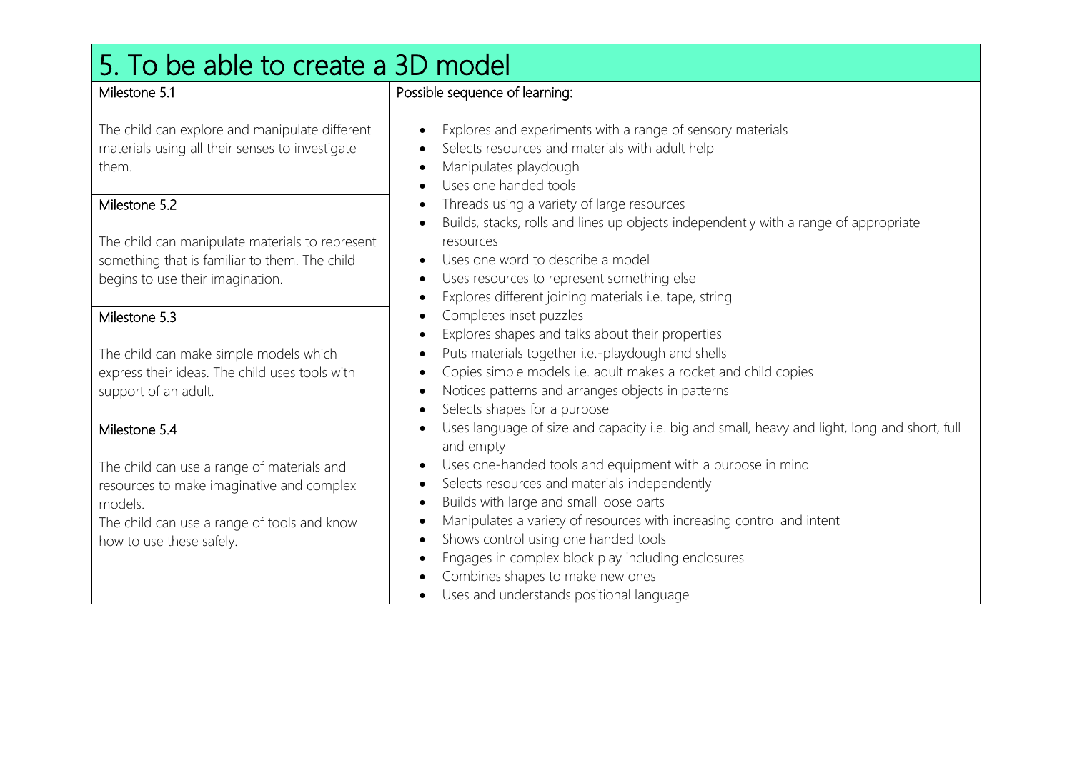# 5. To be able to create a 3D model

| Milestone | Possible sequence of learning: |
|---|---|
| **Milestone 5.1**<br><br>The child can explore and manipulate different materials using all their senses to investigate them.<br><br>**Milestone 5.2**<br><br>The child can manipulate materials to represent something that is familiar to them. The child begins to use their imagination.<br><br>**Milestone 5.3**<br><br>The child can make simple models which express their ideas. The child uses tools with support of an adult.<br><br>**Milestone 5.4**<br><br>The child can use a range of materials and resources to make imaginative and complex models.<br>The child can use a range of tools and know how to use these safely. | • Explores and experiments with a range of sensory materials<br>• Selects resources and materials with adult help<br>• Manipulates playdough<br>• Uses one handed tools<br>• Threads using a variety of large resources<br>• Builds, stacks, rolls and lines up objects independently with a range of appropriate resources<br>• Uses one word to describe a model<br>• Uses resources to represent something else<br>• Explores different joining materials i.e. tape, string<br>• Completes inset puzzles<br>• Explores shapes and talks about their properties<br>• Puts materials together i.e.-playdough and shells<br>• Copies simple models i.e. adult makes a rocket and child copies<br>• Notices patterns and arranges objects in patterns<br>• Selects shapes for a purpose<br>• Uses language of size and capacity i.e. big and small, heavy and light, long and short, full and empty<br>• Uses one-handed tools and equipment with a purpose in mind<br>• Selects resources and materials independently<br>• Builds with large and small loose parts<br>• Manipulates a variety of resources with increasing control and intent<br>• Shows control using one handed tools<br>• Engages in complex block play including enclosures<br>• Combines shapes to make new ones<br>• Uses and understands positional language |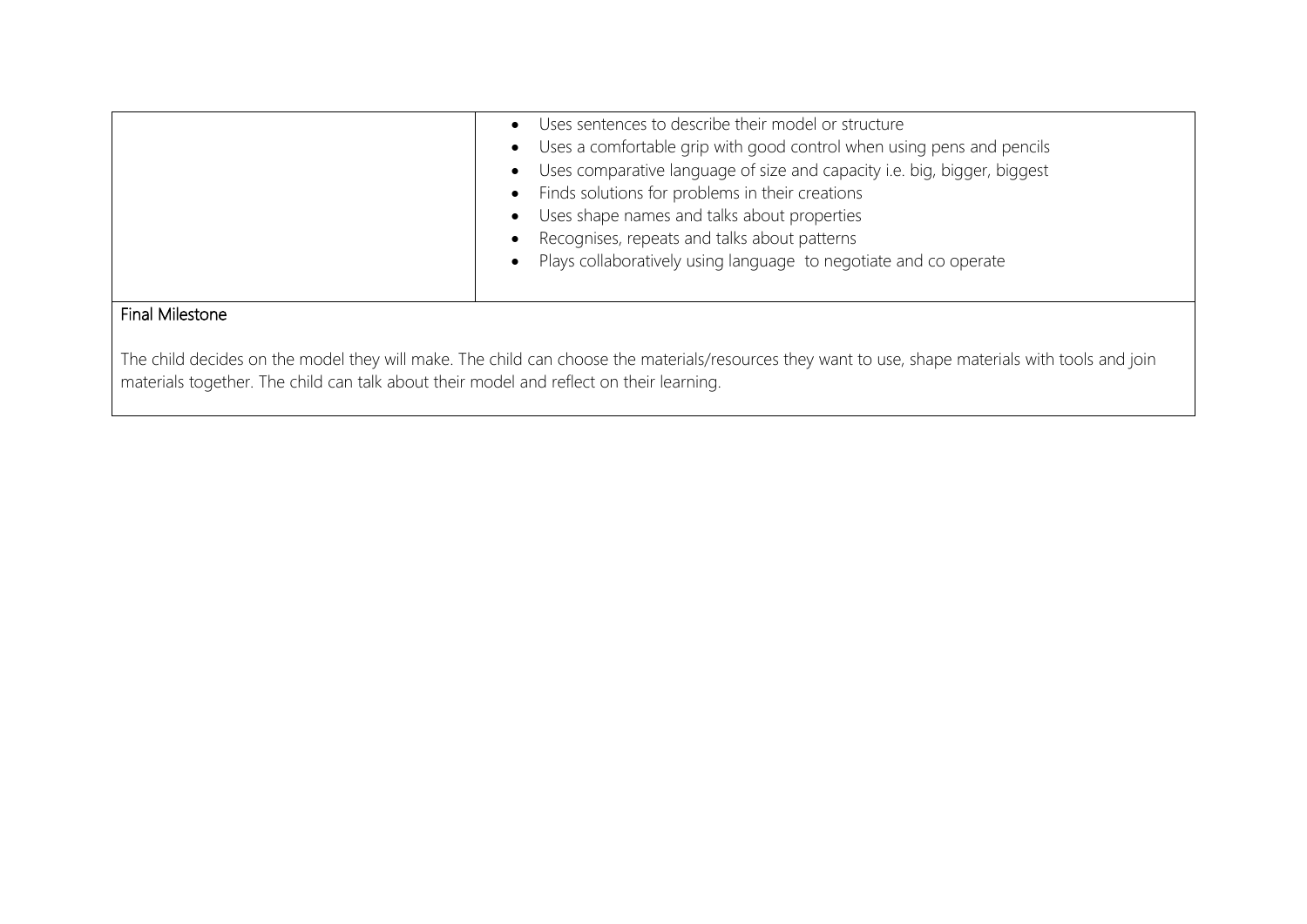| | |
|---|---|
| | • Uses sentences to describe their model or structure<br>• Uses a comfortable grip with good control when using pens and pencils<br>• Uses comparative language of size and capacity i.e. big, bigger, biggest<br>• Finds solutions for problems in their creations<br>• Uses shape names and talks about properties<br>• Recognises, repeats and talks about patterns<br>• Plays collaboratively using language to negotiate and co operate |
| **Final Milestone**<br><br>The child decides on the model they will make. The child can choose the materials/resources they want to use, shape materials with tools and join materials together. The child can talk about their model and reflect on their learning. | |